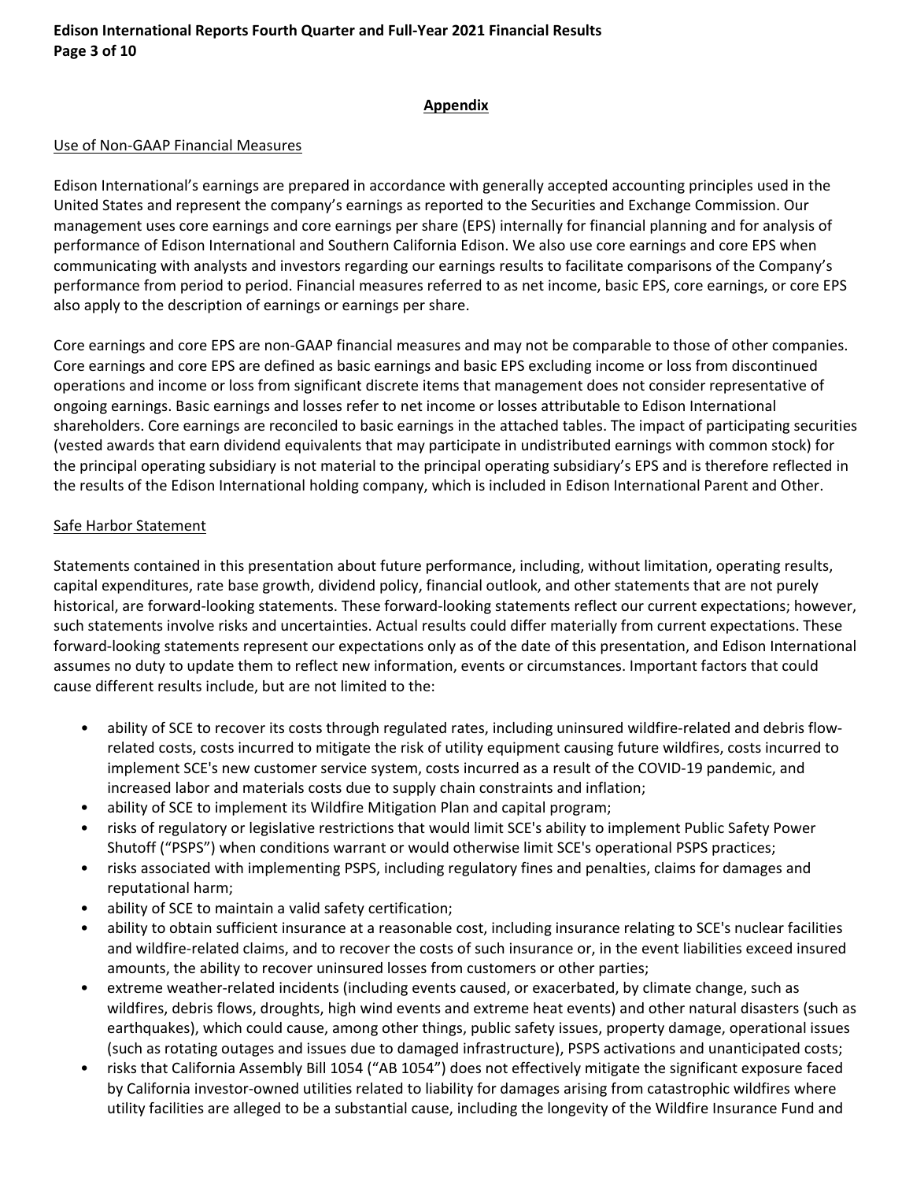## Appendix

### Use of Non-GAAP Financial Measures

Edison International's earnings are prepared in accordance with generally accepted accounting principles used in the United States and represent the company's earnings as reported to the Securities and Exchange Commission. Our management uses core earnings and core earnings per share (EPS) internally for financial planning and for analysis of performance of Edison International and Southern California Edison. We also use core earnings and core EPS when communicating with analysts and investors regarding our earnings results to facilitate comparisons of the Company's performance from period to period. Financial measures referred to as net income, basic EPS, core earnings, or core EPS also apply to the description of earnings or earnings per share.

Core earnings and core EPS are non-GAAP financial measures and may not be comparable to those of other companies. Core earnings and core EPS are defined as basic earnings and basic EPS excluding income or loss from discontinued operations and income or loss from significant discrete items that management does not consider representative of ongoing earnings. Basic earnings and losses refer to net income or losses attributable to Edison International shareholders. Core earnings are reconciled to basic earnings in the attached tables. The impact of participating securities (vested awards that earn dividend equivalents that may participate in undistributed earnings with common stock) for the principal operating subsidiary is not material to the principal operating subsidiary's EPS and is therefore reflected in the results of the Edison International holding company, which is included in Edison International Parent and Other.

### Safe Harbor Statement

Statements contained in this presentation about future performance, including, without limitation, operating results, capital expenditures, rate base growth, dividend policy, financial outlook, and other statements that are not purely historical, are forward-looking statements. These forward-looking statements reflect our current expectations; however, such statements involve risks and uncertainties. Actual results could differ materially from current expectations. These forward-looking statements represent our expectations only as of the date of this presentation, and Edison International assumes no duty to update them to reflect new information, events or circumstances. Important factors that could cause different results include, but are not limited to the:

- ability of SCE to recover its costs through regulated rates, including uninsured wildfire-related and debris flow-related costs, costs incurred to mitigate the risk of utility equipment causing future wildfires, costs incurred to implement SCE's new customer service system, costs incurred as a result of the COVID-19 pandemic, and increased labor and materials costs due to supply chain constraints and inflation;
- ability of SCE to implement its Wildfire Mitigation Plan and capital program;
- risks of regulatory or legislative restrictions that would limit SCE's ability to implement Public Safety Power Shutoff ("PSPS") when conditions warrant or would otherwise limit SCE's operational PSPS practices;
- risks associated with implementing PSPS, including regulatory fines and penalties, claims for damages and reputational harm;
- ability of SCE to maintain a valid safety certification;
- ability to obtain sufficient insurance at a reasonable cost, including insurance relating to SCE's nuclear facilities and wildfire-related claims, and to recover the costs of such insurance or, in the event liabilities exceed insured amounts, the ability to recover uninsured losses from customers or other parties;
- extreme weather-related incidents (including events caused, or exacerbated, by climate change, such as wildfires, debris flows, droughts, high wind events and extreme heat events) and other natural disasters (such as earthquakes), which could cause, among other things, public safety issues, property damage, operational issues (such as rotating outages and issues due to damaged infrastructure), PSPS activations and unanticipated costs;
- risks that California Assembly Bill 1054 ("AB 1054") does not effectively mitigate the significant exposure faced by California investor-owned utilities related to liability for damages arising from catastrophic wildfires where utility facilities are alleged to be a substantial cause, including the longevity of the Wildfire Insurance Fund and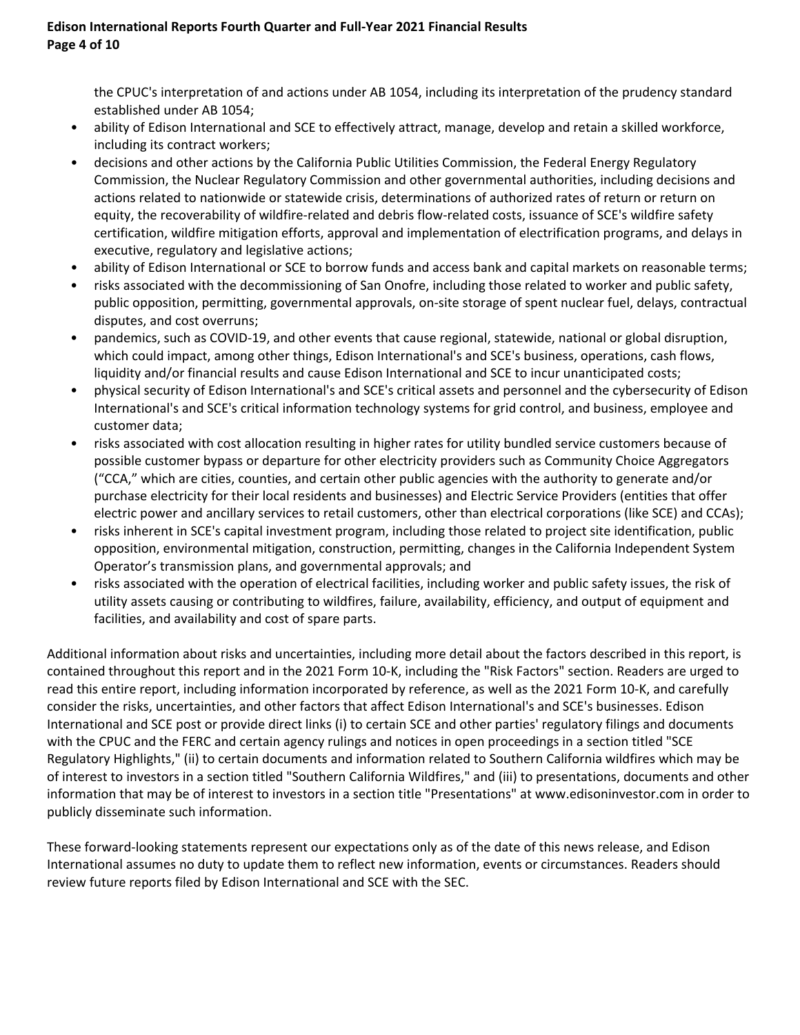the CPUC's interpretation of and actions under AB 1054, including its interpretation of the prudency standard established under AB 1054;

- ability of Edison International and SCE to effectively attract, manage, develop and retain a skilled workforce, including its contract workers;
- decisions and other actions by the California Public Utilities Commission, the Federal Energy Regulatory Commission, the Nuclear Regulatory Commission and other governmental authorities, including decisions and actions related to nationwide or statewide crisis, determinations of authorized rates of return or return on equity, the recoverability of wildfire-related and debris flow-related costs, issuance of SCE's wildfire safety certification, wildfire mitigation efforts, approval and implementation of electrification programs, and delays in executive, regulatory and legislative actions;
- ability of Edison International or SCE to borrow funds and access bank and capital markets on reasonable terms;
- risks associated with the decommissioning of San Onofre, including those related to worker and public safety, public opposition, permitting, governmental approvals, on-site storage of spent nuclear fuel, delays, contractual disputes, and cost overruns;
- pandemics, such as COVID-19, and other events that cause regional, statewide, national or global disruption, which could impact, among other things, Edison International's and SCE's business, operations, cash flows, liquidity and/or financial results and cause Edison International and SCE to incur unanticipated costs;
- physical security of Edison International's and SCE's critical assets and personnel and the cybersecurity of Edison International's and SCE's critical information technology systems for grid control, and business, employee and customer data;
- risks associated with cost allocation resulting in higher rates for utility bundled service customers because of possible customer bypass or departure for other electricity providers such as Community Choice Aggregators ("CCA," which are cities, counties, and certain other public agencies with the authority to generate and/or purchase electricity for their local residents and businesses) and Electric Service Providers (entities that offer electric power and ancillary services to retail customers, other than electrical corporations (like SCE) and CCAs);
- risks inherent in SCE's capital investment program, including those related to project site identification, public opposition, environmental mitigation, construction, permitting, changes in the California Independent System Operator's transmission plans, and governmental approvals; and
- risks associated with the operation of electrical facilities, including worker and public safety issues, the risk of utility assets causing or contributing to wildfires, failure, availability, efficiency, and output of equipment and facilities, and availability and cost of spare parts.

Additional information about risks and uncertainties, including more detail about the factors described in this report, is contained throughout this report and in the 2021 Form 10-K, including the "Risk Factors" section. Readers are urged to read this entire report, including information incorporated by reference, as well as the 2021 Form 10-K, and carefully consider the risks, uncertainties, and other factors that affect Edison International's and SCE's businesses. Edison International and SCE post or provide direct links (i) to certain SCE and other parties' regulatory filings and documents with the CPUC and the FERC and certain agency rulings and notices in open proceedings in a section titled "SCE Regulatory Highlights," (ii) to certain documents and information related to Southern California wildfires which may be of interest to investors in a section titled "Southern California Wildfires," and (iii) to presentations, documents and other information that may be of interest to investors in a section title "Presentations" at www.edisoninvestor.com in order to publicly disseminate such information.

These forward-looking statements represent our expectations only as of the date of this news release, and Edison International assumes no duty to update them to reflect new information, events or circumstances. Readers should review future reports filed by Edison International and SCE with the SEC.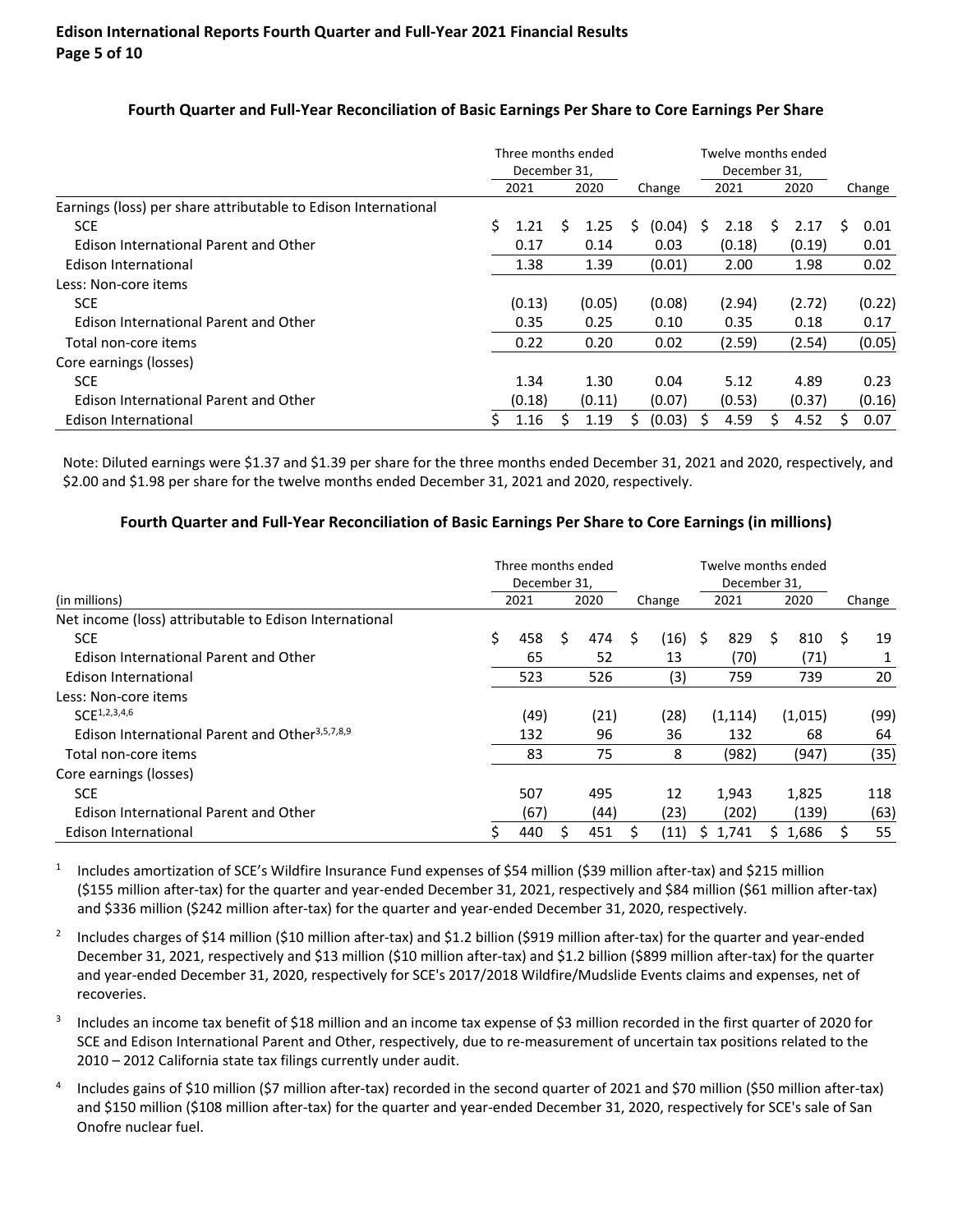### Fourth Quarter and Full-Year Reconciliation of Basic Earnings Per Share to Core Earnings Per Share

| | Three months ended December 31, | | | Twelve months ended December 31, | | |
|---|---|---|---|---|---|---|
| | 2021 | 2020 | Change | 2021 | 2020 | Change |
| Earnings (loss) per share attributable to Edison International | | | | | | |
| SCE | $ 1.21 | $ 1.25 | $ (0.04) | $ 2.18 | $ 2.17 | $ 0.01 |
| Edison International Parent and Other | 0.17 | 0.14 | 0.03 | (0.18) | (0.19) | 0.01 |
| Edison International | 1.38 | 1.39 | (0.01) | 2.00 | 1.98 | 0.02 |
| Less: Non-core items | | | | | | |
| SCE | (0.13) | (0.05) | (0.08) | (2.94) | (2.72) | (0.22) |
| Edison International Parent and Other | 0.35 | 0.25 | 0.10 | 0.35 | 0.18 | 0.17 |
| Total non-core items | 0.22 | 0.20 | 0.02 | (2.59) | (2.54) | (0.05) |
| Core earnings (losses) | | | | | | |
| SCE | 1.34 | 1.30 | 0.04 | 5.12 | 4.89 | 0.23 |
| Edison International Parent and Other | (0.18) | (0.11) | (0.07) | (0.53) | (0.37) | (0.16) |
| Edison International | $ 1.16 | $ 1.19 | $ (0.03) | $ 4.59 | $ 4.52 | $ 0.07 |

Note: Diluted earnings were $1.37 and $1.39 per share for the three months ended December 31, 2021 and 2020, respectively, and $2.00 and $1.98 per share for the twelve months ended December 31, 2021 and 2020, respectively.

### Fourth Quarter and Full-Year Reconciliation of Basic Earnings Per Share to Core Earnings (in millions)

| | Three months ended December 31, | | | Twelve months ended December 31, | | |
|---|---|---|---|---|---|---|
| (in millions) | 2021 | 2020 | Change | 2021 | 2020 | Change |
| Net income (loss) attributable to Edison International | | | | | | |
| SCE | $ 458 | $ 474 | $ (16) | $ 829 | $ 810 | $ 19 |
| Edison International Parent and Other | 65 | 52 | 13 | (70) | (71) | 1 |
| Edison International | 523 | 526 | (3) | 759 | 739 | 20 |
| Less: Non-core items | | | | | | |
| SCE[1,2,3,4,6] | (49) | (21) | (28) | (1,114) | (1,015) | (99) |
| Edison International Parent and Other[3,5,7,8,9] | 132 | 96 | 36 | 132 | 68 | 64 |
| Total non-core items | 83 | 75 | 8 | (982) | (947) | (35) |
| Core earnings (losses) | | | | | | |
| SCE | 507 | 495 | 12 | 1,943 | 1,825 | 118 |
| Edison International Parent and Other | (67) | (44) | (23) | (202) | (139) | (63) |
| Edison International | $ 440 | $ 451 | $ (11) | $ 1,741 | $ 1,686 | $ 55 |

[1] Includes amortization of SCE's Wildfire Insurance Fund expenses of $54 million ($39 million after-tax) and $215 million ($155 million after-tax) for the quarter and year-ended December 31, 2021, respectively and $84 million ($61 million after-tax) and $336 million ($242 million after-tax) for the quarter and year-ended December 31, 2020, respectively.

[2] Includes charges of $14 million ($10 million after-tax) and $1.2 billion ($919 million after-tax) for the quarter and year-ended December 31, 2021, respectively and $13 million ($10 million after-tax) and $1.2 billion ($899 million after-tax) for the quarter and year-ended December 31, 2020, respectively for SCE's 2017/2018 Wildfire/Mudslide Events claims and expenses, net of recoveries.

[3] Includes an income tax benefit of $18 million and an income tax expense of $3 million recorded in the first quarter of 2020 for SCE and Edison International Parent and Other, respectively, due to re-measurement of uncertain tax positions related to the 2010 – 2012 California state tax filings currently under audit.

[4] Includes gains of $10 million ($7 million after-tax) recorded in the second quarter of 2021 and $70 million ($50 million after-tax) and $150 million ($108 million after-tax) for the quarter and year-ended December 31, 2020, respectively for SCE's sale of San Onofre nuclear fuel.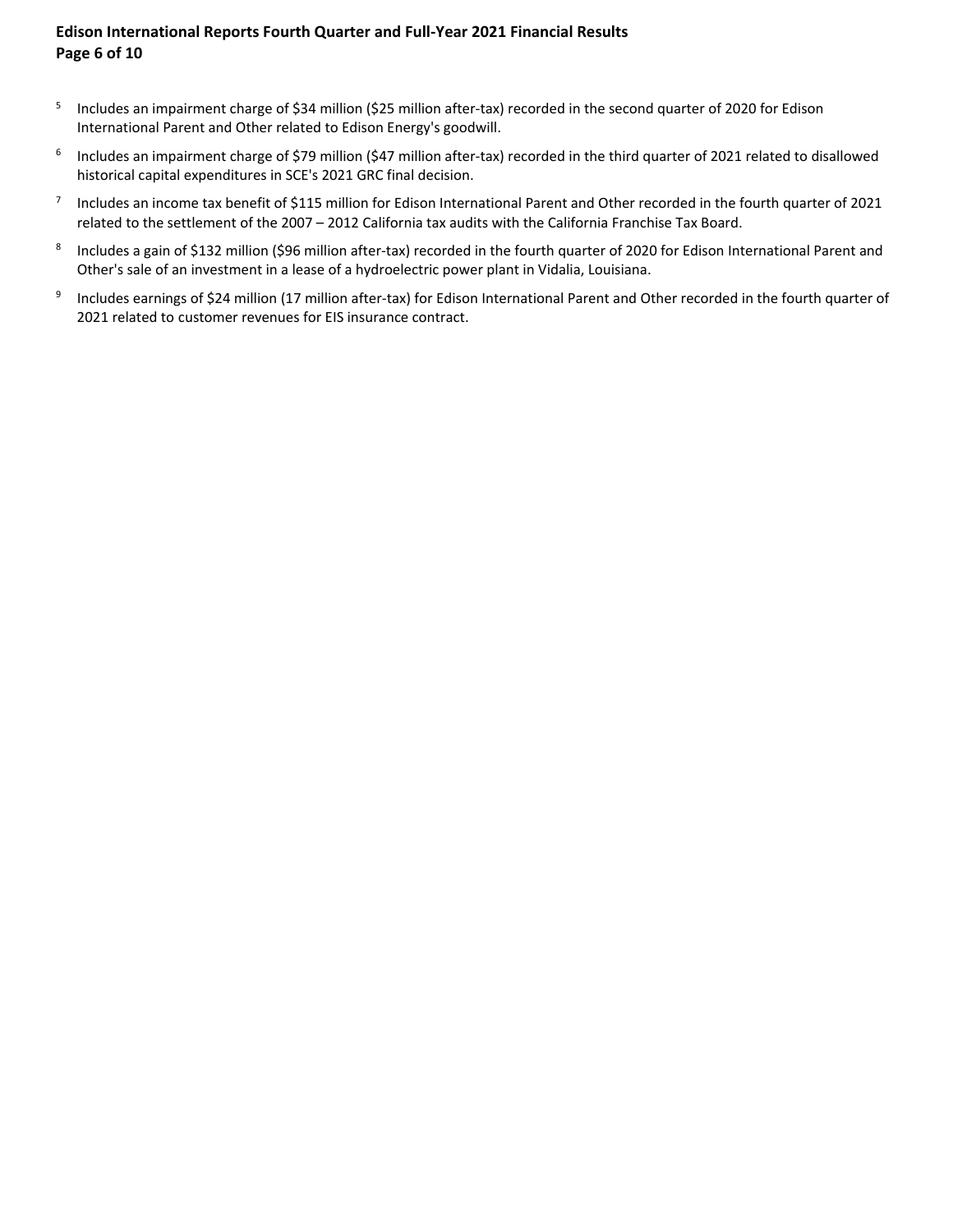[5] Includes an impairment charge of $34 million ($25 million after-tax) recorded in the second quarter of 2020 for Edison International Parent and Other related to Edison Energy's goodwill.

[6] Includes an impairment charge of $79 million ($47 million after-tax) recorded in the third quarter of 2021 related to disallowed historical capital expenditures in SCE's 2021 GRC final decision.

[7] Includes an income tax benefit of $115 million for Edison International Parent and Other recorded in the fourth quarter of 2021 related to the settlement of the 2007 – 2012 California tax audits with the California Franchise Tax Board.

[8] Includes a gain of $132 million ($96 million after-tax) recorded in the fourth quarter of 2020 for Edison International Parent and Other's sale of an investment in a lease of a hydroelectric power plant in Vidalia, Louisiana.

[9] Includes earnings of $24 million (17 million after-tax) for Edison International Parent and Other recorded in the fourth quarter of 2021 related to customer revenues for EIS insurance contract.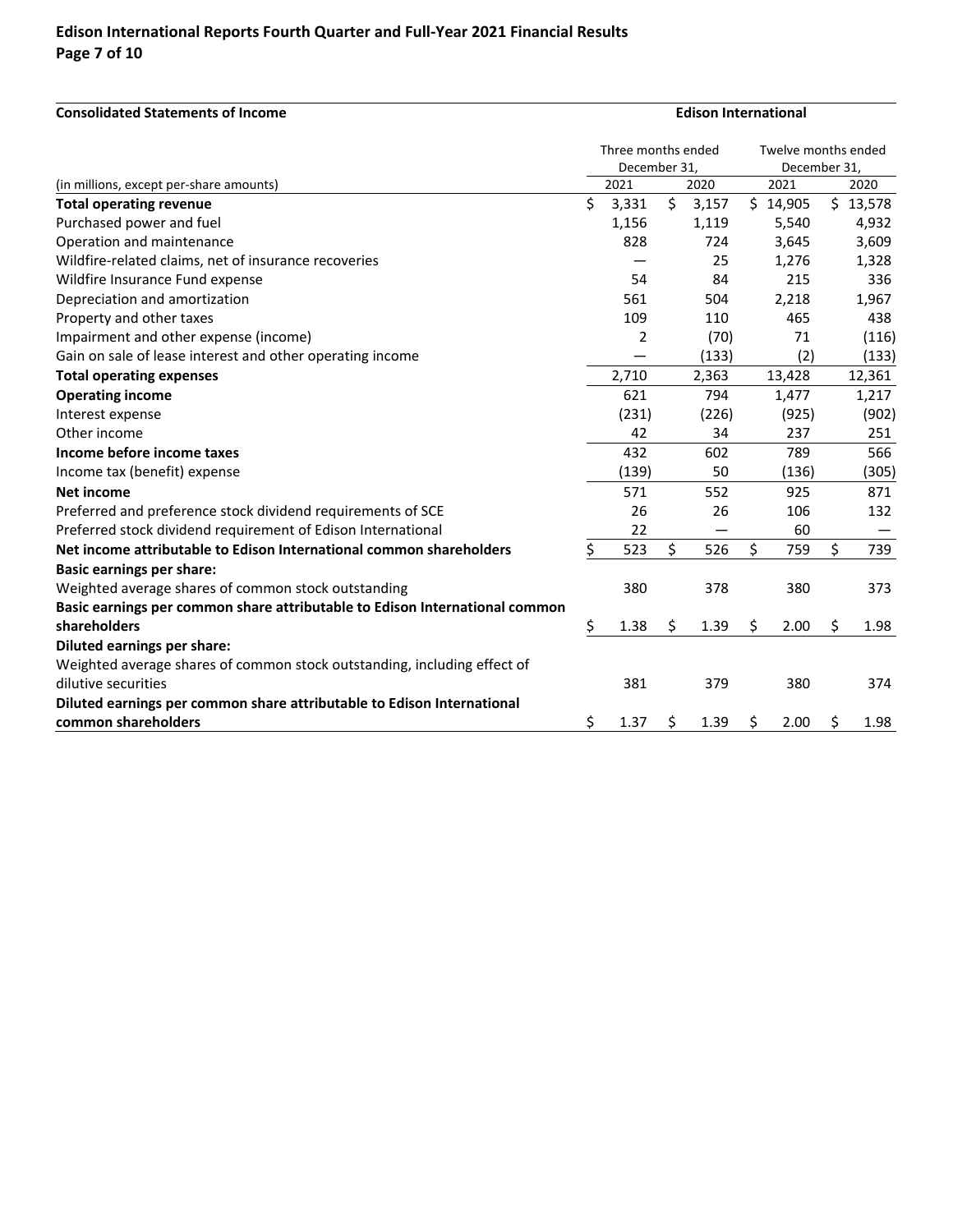## Consolidated Statements of Income

**Edison International**

| (in millions, except per-share amounts) | Three months ended December 31, 2021 | Three months ended December 31, 2020 | Twelve months ended December 31, 2021 | Twelve months ended December 31, 2020 |
|---|---|---|---|---|
| **Total operating revenue** | $ 3,331 | $ 3,157 | $ 14,905 | $ 13,578 |
| Purchased power and fuel | 1,156 | 1,119 | 5,540 | 4,932 |
| Operation and maintenance | 828 | 724 | 3,645 | 3,609 |
| Wildfire-related claims, net of insurance recoveries | — | 25 | 1,276 | 1,328 |
| Wildfire Insurance Fund expense | 54 | 84 | 215 | 336 |
| Depreciation and amortization | 561 | 504 | 2,218 | 1,967 |
| Property and other taxes | 109 | 110 | 465 | 438 |
| Impairment and other expense (income) | 2 | (70) | 71 | (116) |
| Gain on sale of lease interest and other operating income | — | (133) | (2) | (133) |
| **Total operating expenses** | 2,710 | 2,363 | 13,428 | 12,361 |
| **Operating income** | 621 | 794 | 1,477 | 1,217 |
| Interest expense | (231) | (226) | (925) | (902) |
| Other income | 42 | 34 | 237 | 251 |
| **Income before income taxes** | 432 | 602 | 789 | 566 |
| Income tax (benefit) expense | (139) | 50 | (136) | (305) |
| **Net income** | 571 | 552 | 925 | 871 |
| Preferred and preference stock dividend requirements of SCE | 26 | 26 | 106 | 132 |
| Preferred stock dividend requirement of Edison International | 22 | — | 60 | — |
| **Net income attributable to Edison International common shareholders** | $ 523 | $ 526 | $ 759 | $ 739 |
| **Basic earnings per share:** | | | | |
| Weighted average shares of common stock outstanding | 380 | 378 | 380 | 373 |
| **Basic earnings per common share attributable to Edison International common shareholders** | $ 1.38 | $ 1.39 | $ 2.00 | $ 1.98 |
| **Diluted earnings per share:** | | | | |
| Weighted average shares of common stock outstanding, including effect of dilutive securities | 381 | 379 | 380 | 374 |
| **Diluted earnings per common share attributable to Edison International common shareholders** | $ 1.37 | $ 1.39 | $ 2.00 | $ 1.98 |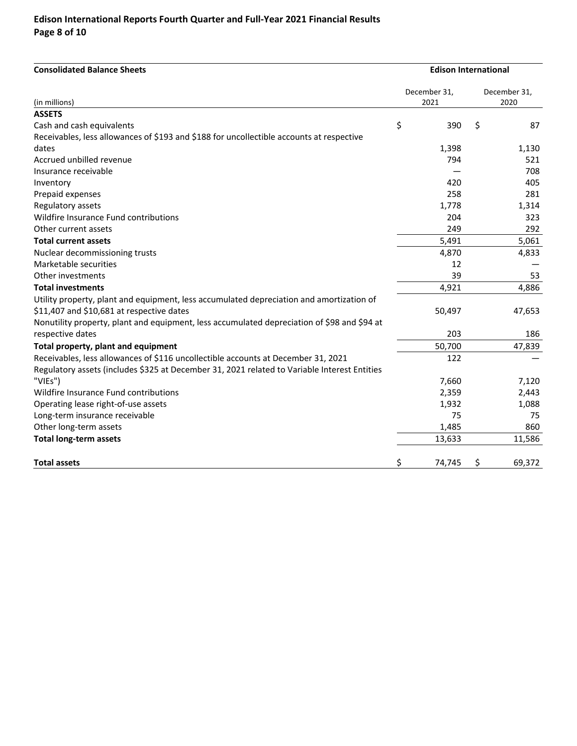| Consolidated Balance Sheets | Edison International | |
|---|---|---|
| (in millions) | December 31, 2021 | December 31, 2020 |
| **ASSETS** | | |
| Cash and cash equivalents | $ 390 | $ 87 |
| Receivables, less allowances of $193 and $188 for uncollectible accounts at respective dates | 1,398 | 1,130 |
| Accrued unbilled revenue | 794 | 521 |
| Insurance receivable | — | 708 |
| Inventory | 420 | 405 |
| Prepaid expenses | 258 | 281 |
| Regulatory assets | 1,778 | 1,314 |
| Wildfire Insurance Fund contributions | 204 | 323 |
| Other current assets | 249 | 292 |
| **Total current assets** | 5,491 | 5,061 |
| Nuclear decommissioning trusts | 4,870 | 4,833 |
| Marketable securities | 12 | — |
| Other investments | 39 | 53 |
| **Total investments** | 4,921 | 4,886 |
| Utility property, plant and equipment, less accumulated depreciation and amortization of $11,407 and $10,681 at respective dates | 50,497 | 47,653 |
| Nonutility property, plant and equipment, less accumulated depreciation of $98 and $94 at respective dates | 203 | 186 |
| **Total property, plant and equipment** | 50,700 | 47,839 |
| Receivables, less allowances of $116 uncollectible accounts at December 31, 2021 | 122 | — |
| Regulatory assets (includes $325 at December 31, 2021 related to Variable Interest Entities "VIEs") | 7,660 | 7,120 |
| Wildfire Insurance Fund contributions | 2,359 | 2,443 |
| Operating lease right-of-use assets | 1,932 | 1,088 |
| Long-term insurance receivable | 75 | 75 |
| Other long-term assets | 1,485 | 860 |
| **Total long-term assets** | 13,633 | 11,586 |
| **Total assets** | $ 74,745 | $ 69,372 |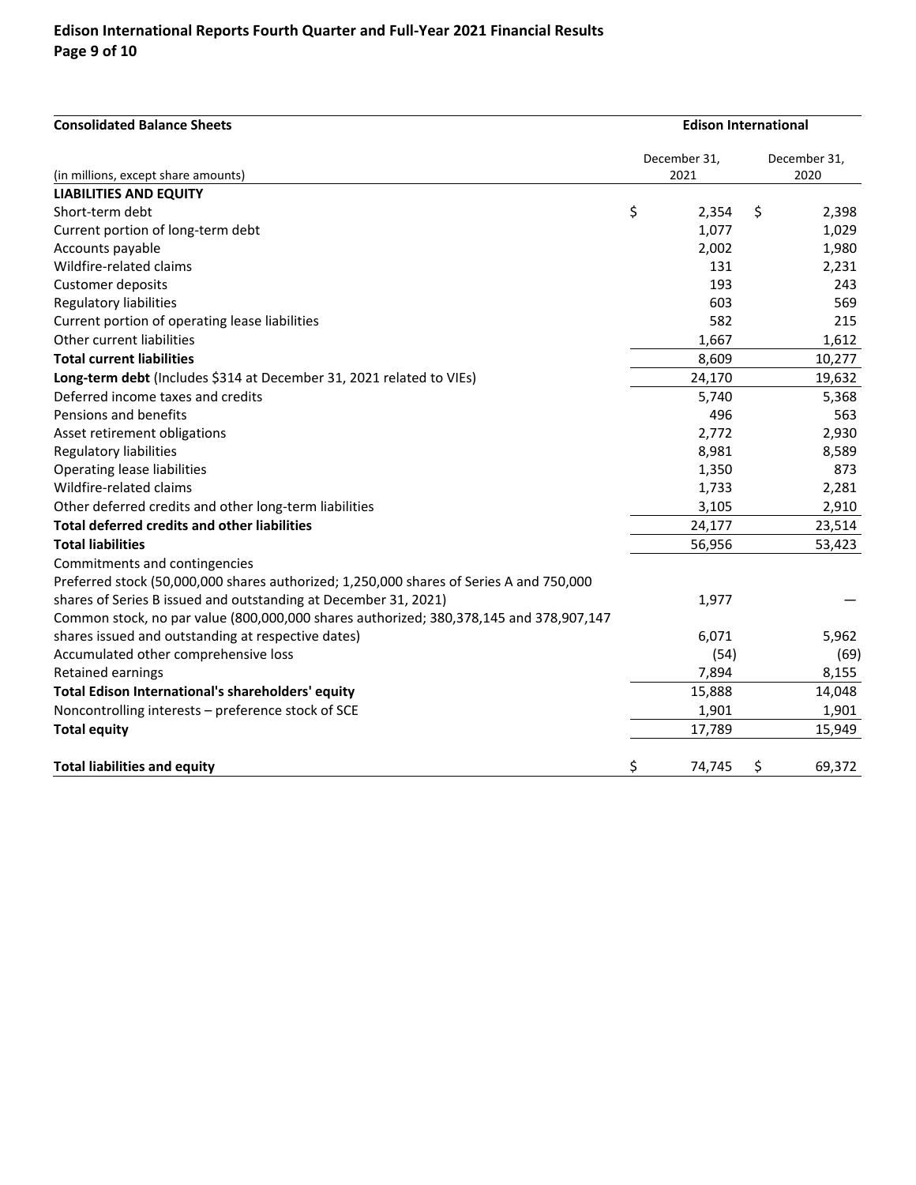| Consolidated Balance Sheets | Edison International | |
|---|---|---|
| (in millions, except share amounts) | December 31, 2021 | December 31, 2020 |
| **LIABILITIES AND EQUITY** | | |
| Short-term debt | $ 2,354 | $ 2,398 |
| Current portion of long-term debt | 1,077 | 1,029 |
| Accounts payable | 2,002 | 1,980 |
| Wildfire-related claims | 131 | 2,231 |
| Customer deposits | 193 | 243 |
| Regulatory liabilities | 603 | 569 |
| Current portion of operating lease liabilities | 582 | 215 |
| Other current liabilities | 1,667 | 1,612 |
| **Total current liabilities** | 8,609 | 10,277 |
| **Long-term debt** (Includes $314 at December 31, 2021 related to VIEs) | 24,170 | 19,632 |
| Deferred income taxes and credits | 5,740 | 5,368 |
| Pensions and benefits | 496 | 563 |
| Asset retirement obligations | 2,772 | 2,930 |
| Regulatory liabilities | 8,981 | 8,589 |
| Operating lease liabilities | 1,350 | 873 |
| Wildfire-related claims | 1,733 | 2,281 |
| Other deferred credits and other long-term liabilities | 3,105 | 2,910 |
| **Total deferred credits and other liabilities** | 24,177 | 23,514 |
| **Total liabilities** | 56,956 | 53,423 |
| Commitments and contingencies | | |
| Preferred stock (50,000,000 shares authorized; 1,250,000 shares of Series A and 750,000 shares of Series B issued and outstanding at December 31, 2021) | 1,977 | — |
| Common stock, no par value (800,000,000 shares authorized; 380,378,145 and 378,907,147 shares issued and outstanding at respective dates) | 6,071 | 5,962 |
| Accumulated other comprehensive loss | (54) | (69) |
| Retained earnings | 7,894 | 8,155 |
| **Total Edison International's shareholders' equity** | 15,888 | 14,048 |
| Noncontrolling interests – preference stock of SCE | 1,901 | 1,901 |
| **Total equity** | 17,789 | 15,949 |
| **Total liabilities and equity** | $ 74,745 | $ 69,372 |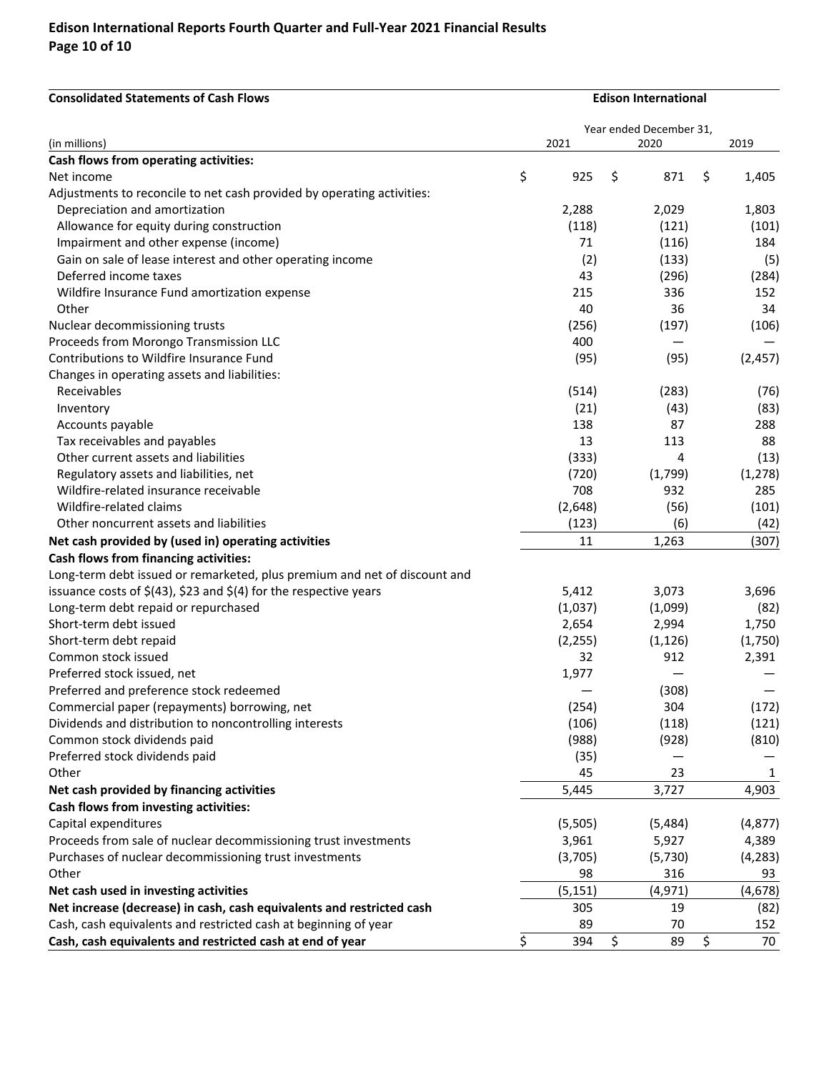| Consolidated Statements of Cash Flows | Edison International | | |
|---|---|---|---|
| | Year ended December 31, | | |
| (in millions) | 2021 | 2020 | 2019 |
| **Cash flows from operating activities:** | | | |
| Net income | $ 925 | $ 871 | $ 1,405 |
| Adjustments to reconcile to net cash provided by operating activities: | | | |
| Depreciation and amortization | 2,288 | 2,029 | 1,803 |
| Allowance for equity during construction | (118) | (121) | (101) |
| Impairment and other expense (income) | 71 | (116) | 184 |
| Gain on sale of lease interest and other operating income | (2) | (133) | (5) |
| Deferred income taxes | 43 | (296) | (284) |
| Wildfire Insurance Fund amortization expense | 215 | 336 | 152 |
| Other | 40 | 36 | 34 |
| Nuclear decommissioning trusts | (256) | (197) | (106) |
| Proceeds from Morongo Transmission LLC | 400 | — | — |
| Contributions to Wildfire Insurance Fund | (95) | (95) | (2,457) |
| Changes in operating assets and liabilities: | | | |
| Receivables | (514) | (283) | (76) |
| Inventory | (21) | (43) | (83) |
| Accounts payable | 138 | 87 | 288 |
| Tax receivables and payables | 13 | 113 | 88 |
| Other current assets and liabilities | (333) | 4 | (13) |
| Regulatory assets and liabilities, net | (720) | (1,799) | (1,278) |
| Wildfire-related insurance receivable | 708 | 932 | 285 |
| Wildfire-related claims | (2,648) | (56) | (101) |
| Other noncurrent assets and liabilities | (123) | (6) | (42) |
| **Net cash provided by (used in) operating activities** | 11 | 1,263 | (307) |
| **Cash flows from financing activities:** | | | |
| Long-term debt issued or remarketed, plus premium and net of discount and issuance costs of $(43), $23 and $(4) for the respective years | 5,412 | 3,073 | 3,696 |
| Long-term debt repaid or repurchased | (1,037) | (1,099) | (82) |
| Short-term debt issued | 2,654 | 2,994 | 1,750 |
| Short-term debt repaid | (2,255) | (1,126) | (1,750) |
| Common stock issued | 32 | 912 | 2,391 |
| Preferred stock issued, net | 1,977 | — | — |
| Preferred and preference stock redeemed | — | (308) | — |
| Commercial paper (repayments) borrowing, net | (254) | 304 | (172) |
| Dividends and distribution to noncontrolling interests | (106) | (118) | (121) |
| Common stock dividends paid | (988) | (928) | (810) |
| Preferred stock dividends paid | (35) | — | — |
| Other | 45 | 23 | 1 |
| **Net cash provided by financing activities** | 5,445 | 3,727 | 4,903 |
| **Cash flows from investing activities:** | | | |
| Capital expenditures | (5,505) | (5,484) | (4,877) |
| Proceeds from sale of nuclear decommissioning trust investments | 3,961 | 5,927 | 4,389 |
| Purchases of nuclear decommissioning trust investments | (3,705) | (5,730) | (4,283) |
| Other | 98 | 316 | 93 |
| **Net cash used in investing activities** | (5,151) | (4,971) | (4,678) |
| **Net increase (decrease) in cash, cash equivalents and restricted cash** | 305 | 19 | (82) |
| Cash, cash equivalents and restricted cash at beginning of year | 89 | 70 | 152 |
| **Cash, cash equivalents and restricted cash at end of year** | $ 394 | $ 89 | $ 70 |